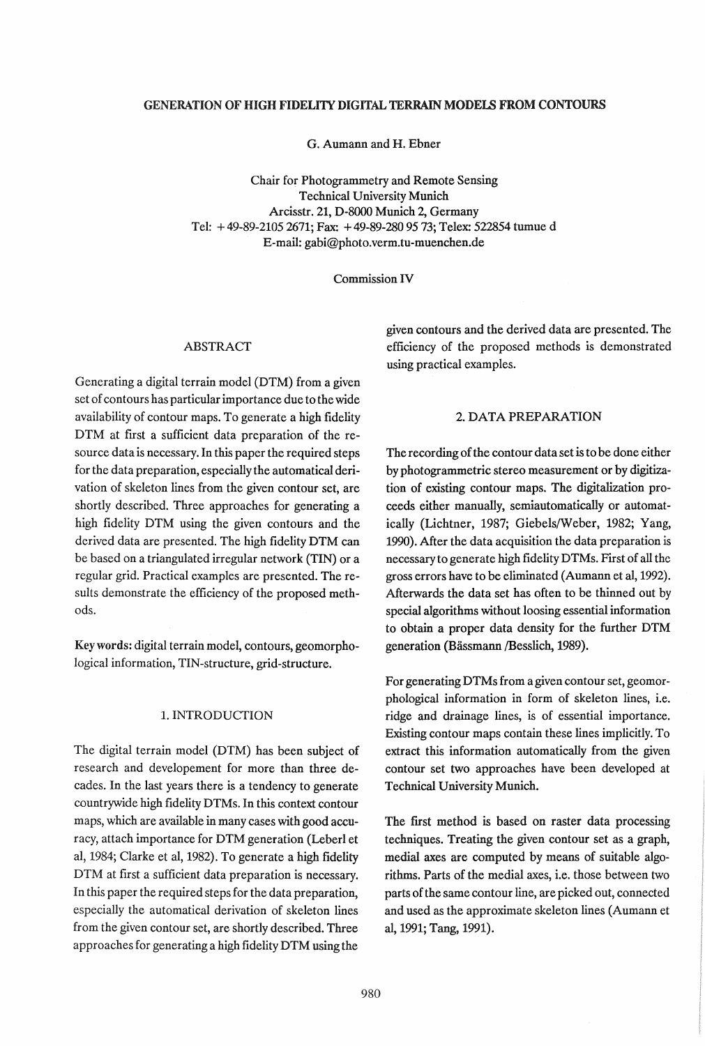# GENERATION OF HIGH FIDELITY DIGITAL TERRAIN MODELS FROM CONTOURS

G. Aumann and H. Ebner

Chair for Photogrammetry and Remote Sensing
Technical University Munich
Arcisstr. 21, D-8000 Munich 2, Germany
Tel: +49-89-2105 2671; Fax: +49-89-280 95 73; Telex: 522854 tumue d
E-mail: gabi@photo.verm.tu-muenchen.de

Commission IV

## ABSTRACT

Generating a digital terrain model (DTM) from a given set of contours has particular importance due to the wide availability of contour maps. To generate a high fidelity DTM at first a sufficient data preparation of the resource data is necessary. In this paper the required steps for the data preparation, especially the automatical derivation of skeleton lines from the given contour set, are shortly described. Three approaches for generating a high fidelity DTM using the given contours and the derived data are presented. The high fidelity DTM can be based on a triangulated irregular network (TIN) or a regular grid. Practical examples are presented. The results demonstrate the efficiency of the proposed methods.

**Key words:** digital terrain model, contours, geomorphological information, TIN-structure, grid-structure.

## 1. INTRODUCTION

The digital terrain model (DTM) has been subject of research and developement for more than three decades. In the last years there is a tendency to generate countrywide high fidelity DTMs. In this context contour maps, which are available in many cases with good accuracy, attach importance for DTM generation (Leberl et al, 1984; Clarke et al, 1982). To generate a high fidelity DTM at first a sufficient data preparation is necessary. In this paper the required steps for the data preparation, especially the automatical derivation of skeleton lines from the given contour set, are shortly described. Three approaches for generating a high fidelity DTM using the given contours and the derived data are presented. The efficiency of the proposed methods is demonstrated using practical examples.

## 2. DATA PREPARATION

The recording of the contour data set is to be done either by photogrammetric stereo measurement or by digitization of existing contour maps. The digitalization proceeds either manually, semiautomatically or automatically (Lichtner, 1987; Giebels/Weber, 1982; Yang, 1990). After the data acquisition the data preparation is necessary to generate high fidelity DTMs. First of all the gross errors have to be eliminated (Aumann et al, 1992). Afterwards the data set has often to be thinned out by special algorithms without loosing essential information to obtain a proper data density for the further DTM generation (Bässmann /Besslich, 1989).

For generating DTMs from a given contour set, geomorphological information in form of skeleton lines, i.e. ridge and drainage lines, is of essential importance. Existing contour maps contain these lines implicitly. To extract this information automatically from the given contour set two approaches have been developed at Technical University Munich.

The first method is based on raster data processing techniques. Treating the given contour set as a graph, medial axes are computed by means of suitable algorithms. Parts of the medial axes, i.e. those between two parts of the same contour line, are picked out, connected and used as the approximate skeleton lines (Aumann et al, 1991; Tang, 1991).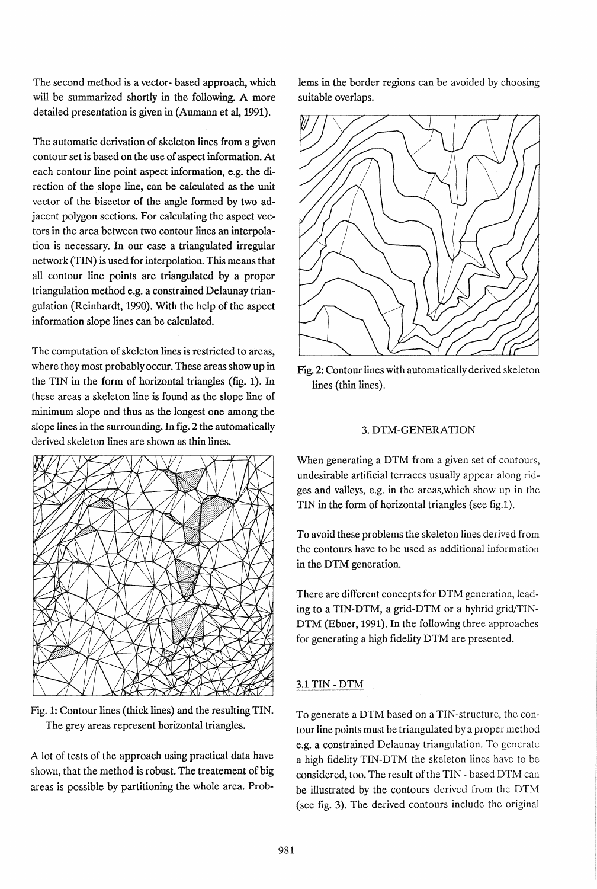The second method is a vector- based approach, which will be summarized shortly in the following. A more detailed presentation is given in (Aumann et al, 1991).

The automatic derivation of skeleton lines from a given contour set is based on the use of aspect information. At each contour line point aspect information, e.g. the direction of the slope line, can be calculated as the unit vector of the bisector of the angle formed by two adjacent polygon sections. For calculating the aspect vectors in the area between two contour lines an interpolation is necessary. In our case a triangulated irregular network (TIN) is used for interpolation. This means that all contour line points are triangulated by a proper triangulation method e.g. a constrained Delaunay triangulation (Reinhardt, 1990). With the help of the aspect information slope lines can be calculated.

The computation of skeleton lines is restricted to areas, where they most probably occur. These areas show up in the TIN in the form of horizontal triangles (fig. 1). In these areas a skeleton line is found as the slope line of minimum slope and thus as the longest one among the slope lines in the surrounding. In fig. 2 the automatically derived skeleton lines are shown as thin lines.

Fig. 1: Contour lines (thick lines) and the resulting TIN. The grey areas represent horizontal triangles.

A lot of tests of the approach using practical data have shown, that the method is robust. The treatement of big areas is possible by partitioning the whole area. Problems in the border regions can be avoided by choosing suitable overlaps.

Fig. 2: Contour lines with automatically derived skeleton lines (thin lines).

## 3. DTM-GENERATION

When generating a DTM from a given set of contours, undesirable artificial terraces usually appear along ridges and valleys, e.g. in the areas,which show up in the TIN in the form of horizontal triangles (see fig.1).

To avoid these problems the skeleton lines derived from the contours have to be used as additional information in the DTM generation.

There are different concepts for DTM generation, leading to a TIN-DTM, a grid-DTM or a hybrid grid/TIN-DTM (Ebner, 1991). In the following three approaches for generating a high fidelity DTM are presented.

### 3.1 TIN - DTM

To generate a DTM based on a TIN-structure, the contour line points must be triangulated by a proper method e.g. a constrained Delaunay triangulation. To generate a high fidelity TIN-DTM the skeleton lines have to be considered, too. The result of the TIN - based DTM can be illustrated by the contours derived from the DTM (see fig. 3). The derived contours include the original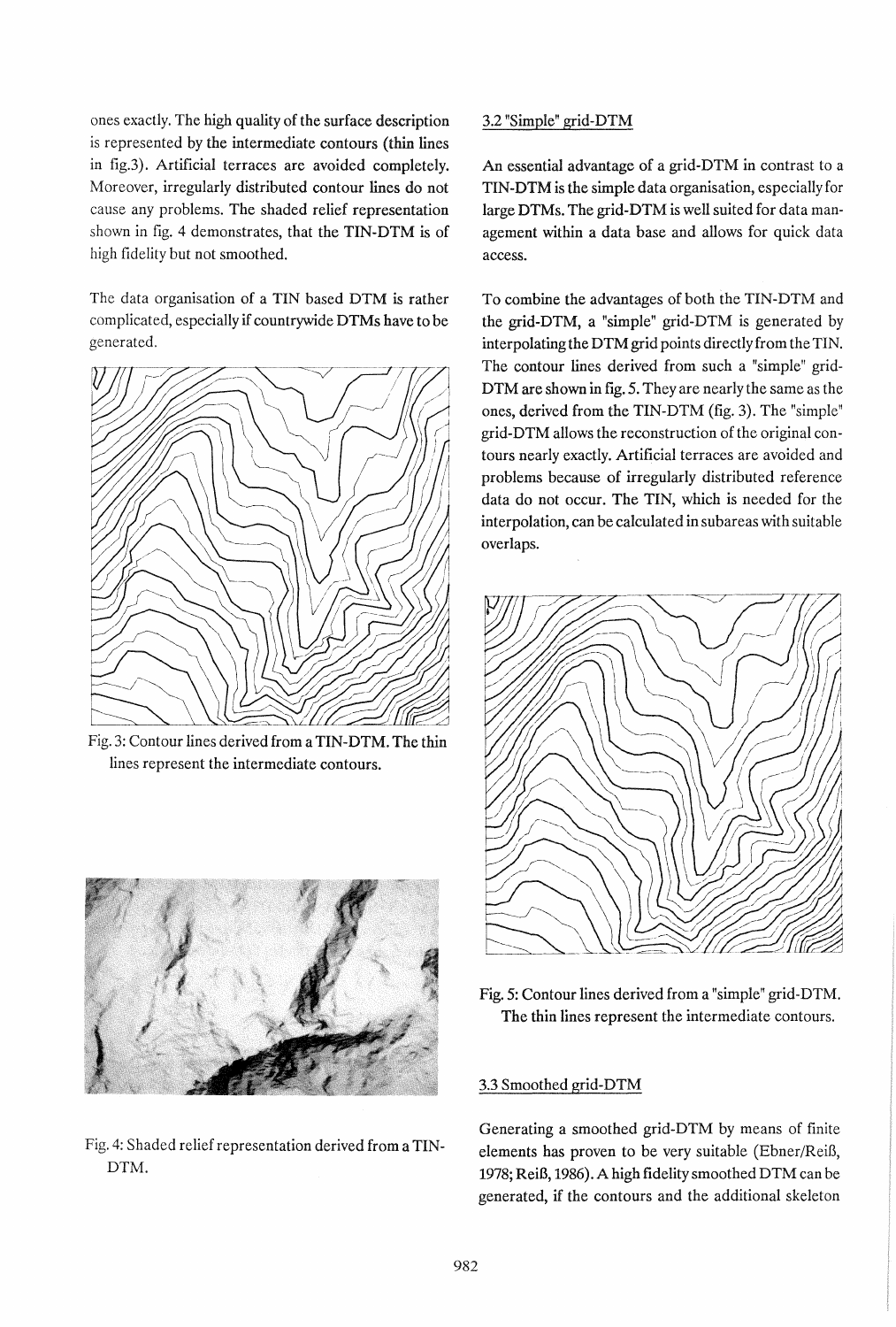ones exactly. The high quality of the surface description is represented by the intermediate contours (thin lines in fig.3). Artificial terraces are avoided completely. Moreover, irregularly distributed contour lines do not cause any problems. The shaded relief representation shown in fig. 4 demonstrates, that the TIN-DTM is of high fidelity but not smoothed.

The data organisation of a TIN based DTM is rather complicated, especially if countrywide DTMs have to be generated.

Fig. 3: Contour lines derived from a TIN-DTM. The thin lines represent the intermediate contours.

Fig. 4: Shaded relief representation derived from a TIN-DTM.

### 3.2 "Simple" grid-DTM

An essential advantage of a grid-DTM in contrast to a TIN-DTM is the simple data organisation, especially for large DTMs. The grid-DTM is well suited for data management within a data base and allows for quick data access.

To combine the advantages of both the TIN-DTM and the grid-DTM, a "simple" grid-DTM is generated by interpolating the DTM grid points directly from the TIN. The contour lines derived from such a "simple" grid-DTM are shown in fig. 5. They are nearly the same as the ones, derived from the TIN-DTM (fig. 3). The "simple" grid-DTM allows the reconstruction of the original contours nearly exactly. Artificial terraces are avoided and problems because of irregularly distributed reference data do not occur. The TIN, which is needed for the interpolation, can be calculated in subareas with suitable overlaps.

Fig. 5: Contour lines derived from a "simple" grid-DTM. The thin lines represent the intermediate contours.

### 3.3 Smoothed grid-DTM

Generating a smoothed grid-DTM by means of finite elements has proven to be very suitable (Ebner/Reiß, 1978; Reiß, 1986). A high fidelity smoothed DTM can be generated, if the contours and the additional skeleton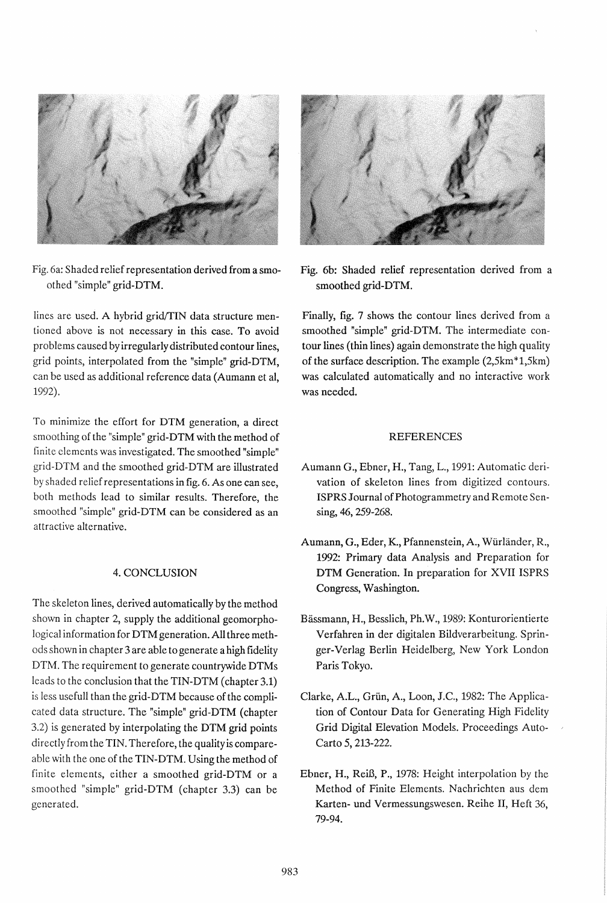Fig. 6a: Shaded relief representation derived from a smoothed "simple" grid-DTM.

Fig. 6b: Shaded relief representation derived from a smoothed grid-DTM.

lines are used. A hybrid grid/TIN data structure mentioned above is not necessary in this case. To avoid problems caused by irregularly distributed contour lines, grid points, interpolated from the "simple" grid-DTM, can be used as additional reference data (Aumann et al, 1992).

To minimize the effort for DTM generation, a direct smoothing of the "simple" grid-DTM with the method of finite elements was investigated. The smoothed "simple" grid-DTM and the smoothed grid-DTM are illustrated by shaded relief representations in fig. 6. As one can see, both methods lead to similar results. Therefore, the smoothed "simple" grid-DTM can be considered as an attractive alternative.

## 4. CONCLUSION

The skeleton lines, derived automatically by the method shown in chapter 2, supply the additional geomorphological information for DTM generation. All three methods shown in chapter 3 are able to generate a high fidelity DTM. The requirement to generate countrywide DTMs leads to the conclusion that the TIN-DTM (chapter 3.1) is less usefull than the grid-DTM because of the complicated data structure. The "simple" grid-DTM (chapter 3.2) is generated by interpolating the DTM grid points directly from the TIN. Therefore, the quality is compareable with the one of the TIN-DTM. Using the method of finite elements, either a smoothed grid-DTM or a smoothed "simple" grid-DTM (chapter 3.3) can be generated.

Finally, fig. 7 shows the contour lines derived from a smoothed "simple" grid-DTM. The intermediate contour lines (thin lines) again demonstrate the high quality of the surface description. The example (2,5km*1,5km) was calculated automatically and no interactive work was needed.

## REFERENCES

Aumann G., Ebner, H., Tang, L., 1991: Automatic derivation of skeleton lines from digitized contours. ISPRS Journal of Photogrammetry and Remote Sensing, 46, 259-268.

Aumann, G., Eder, K., Pfannenstein, A., Würländer, R., 1992: Primary data Analysis and Preparation for DTM Generation. In preparation for XVII ISPRS Congress, Washington.

Bässmann, H., Besslich, Ph.W., 1989: Konturorientierte Verfahren in der digitalen Bildverarbeitung. Springer-Verlag Berlin Heidelberg, New York London Paris Tokyo.

Clarke, A.L., Grün, A., Loon, J.C., 1982: The Application of Contour Data for Generating High Fidelity Grid Digital Elevation Models. Proceedings Auto-Carto 5, 213-222.

Ebner, H., Reiß, P., 1978: Height interpolation by the Method of Finite Elements. Nachrichten aus dem Karten- und Vermessungswesen. Reihe II, Heft 36, 79-94.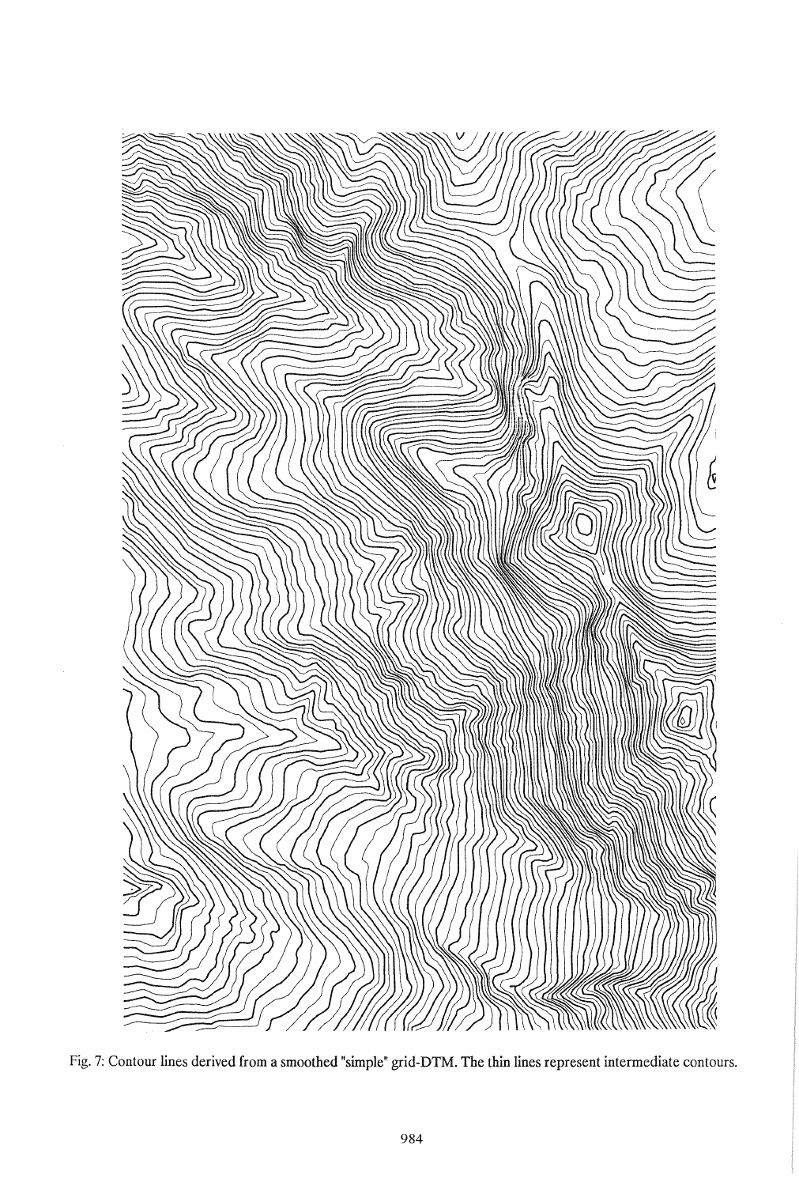Fig. 7: Contour lines derived from a smoothed "simple" grid-DTM. The thin lines represent intermediate contours.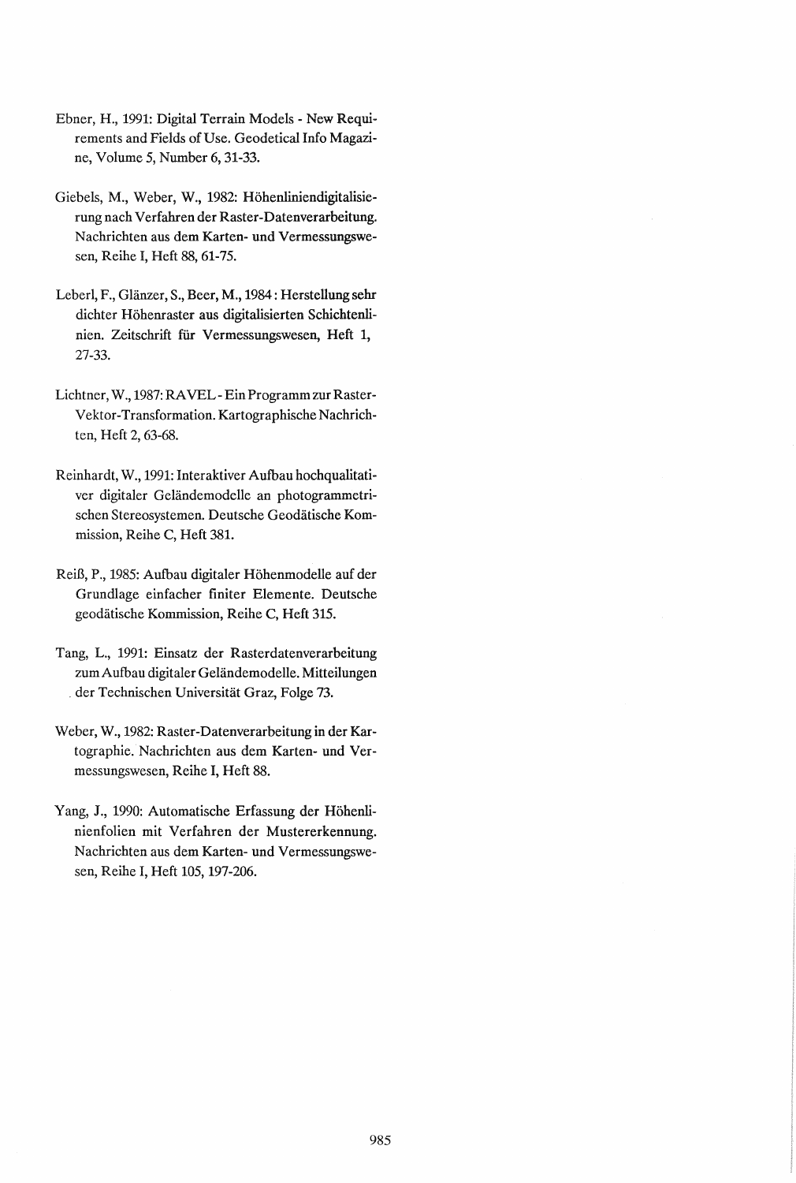Ebner, H., 1991: Digital Terrain Models - New Requirements and Fields of Use. Geodetical Info Magazine, Volume 5, Number 6, 31-33.

Giebels, M., Weber, W., 1982: Höhenliniendigitalisierung nach Verfahren der Raster-Datenverarbeitung. Nachrichten aus dem Karten- und Vermessungswesen, Reihe I, Heft 88, 61-75.

Leberl, F., Glänzer, S., Beer, M., 1984: Herstellung sehr dichter Höhenraster aus digitalisierten Schichtenlinien. Zeitschrift für Vermessungswesen, Heft 1, 27-33.

Lichtner, W., 1987: RAVEL - Ein Programm zur Raster-Vektor-Transformation. Kartographische Nachrichten, Heft 2, 63-68.

Reinhardt, W., 1991: Interaktiver Aufbau hochqualitativer digitaler Geländemodelle an photogrammetrischen Stereosystemen. Deutsche Geodätische Kommission, Reihe C, Heft 381.

Reiß, P., 1985: Aufbau digitaler Höhenmodelle auf der Grundlage einfacher finiter Elemente. Deutsche geodätische Kommission, Reihe C, Heft 315.

Tang, L., 1991: Einsatz der Rasterdatenverarbeitung zum Aufbau digitaler Geländemodelle. Mitteilungen der Technischen Universität Graz, Folge 73.

Weber, W., 1982: Raster-Datenverarbeitung in der Kartographie. Nachrichten aus dem Karten- und Vermessungswesen, Reihe I, Heft 88.

Yang, J., 1990: Automatische Erfassung der Höhenlinienfolien mit Verfahren der Mustererkennung. Nachrichten aus dem Karten- und Vermessungswesen, Reihe I, Heft 105, 197-206.